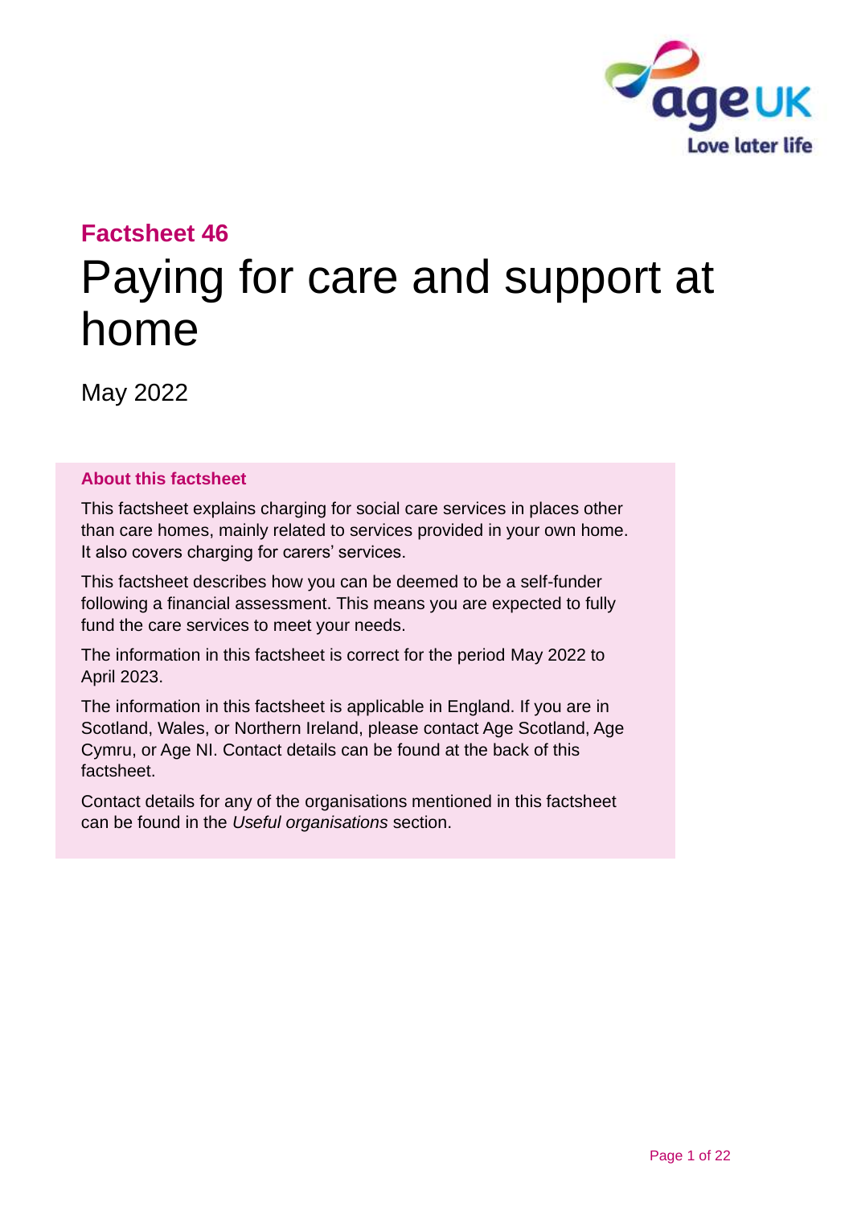## Factsheet 46

# Paying for care and support at home

May 2022

### About this factsheet

This factsheet explains charging for social care services in places other than care homes, mainly related to services provided in your own home. It also covers charging for carers' services.

This factsheet describes how you can be deemed to be a self-funder following a financial assessment. This means you are expected to fully fund the care services to meet your needs.

The information in this factsheet is correct for the period May 2022 to April 2023.

The information in this factsheet is applicable in England. If you are in Scotland, Wales, or Northern Ireland, please contact Age Scotland, Age Cymru, or Age NI. Contact details can be found at the back of this factsheet.

Contact details for any of the organisations mentioned in this factsheet can be found in the *Useful organisations* section.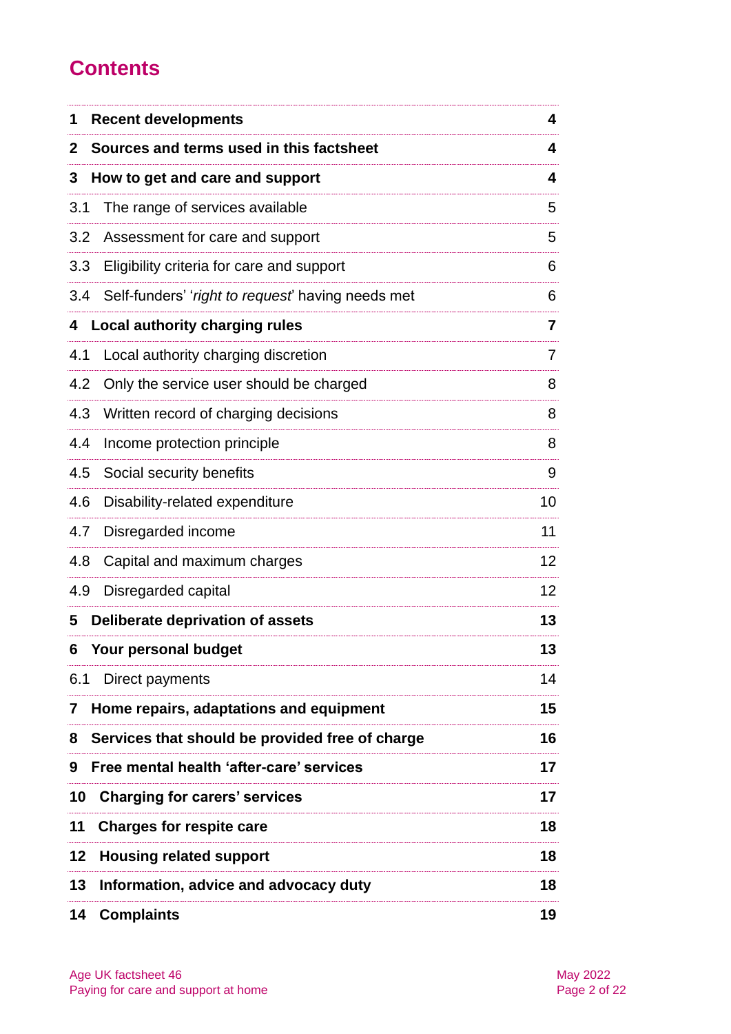# Contents

| | |
|---|---|
| **1 Recent developments** | **4** |
| **2 Sources and terms used in this factsheet** | **4** |
| **3 How to get and care and support** | **4** |
| 3.1 The range of services available | 5 |
| 3.2 Assessment for care and support | 5 |
| 3.3 Eligibility criteria for care and support | 6 |
| 3.4 Self-funders' '*right to request*' having needs met | 6 |
| **4 Local authority charging rules** | **7** |
| 4.1 Local authority charging discretion | 7 |
| 4.2 Only the service user should be charged | 8 |
| 4.3 Written record of charging decisions | 8 |
| 4.4 Income protection principle | 8 |
| 4.5 Social security benefits | 9 |
| 4.6 Disability-related expenditure | 10 |
| 4.7 Disregarded income | 11 |
| 4.8 Capital and maximum charges | 12 |
| 4.9 Disregarded capital | 12 |
| **5 Deliberate deprivation of assets** | **13** |
| **6 Your personal budget** | **13** |
| 6.1 Direct payments | 14 |
| **7 Home repairs, adaptations and equipment** | **15** |
| **8 Services that should be provided free of charge** | **16** |
| **9 Free mental health 'after-care' services** | **17** |
| **10 Charging for carers' services** | **17** |
| **11 Charges for respite care** | **18** |
| **12 Housing related support** | **18** |
| **13 Information, advice and advocacy duty** | **18** |
| **14 Complaints** | **19** |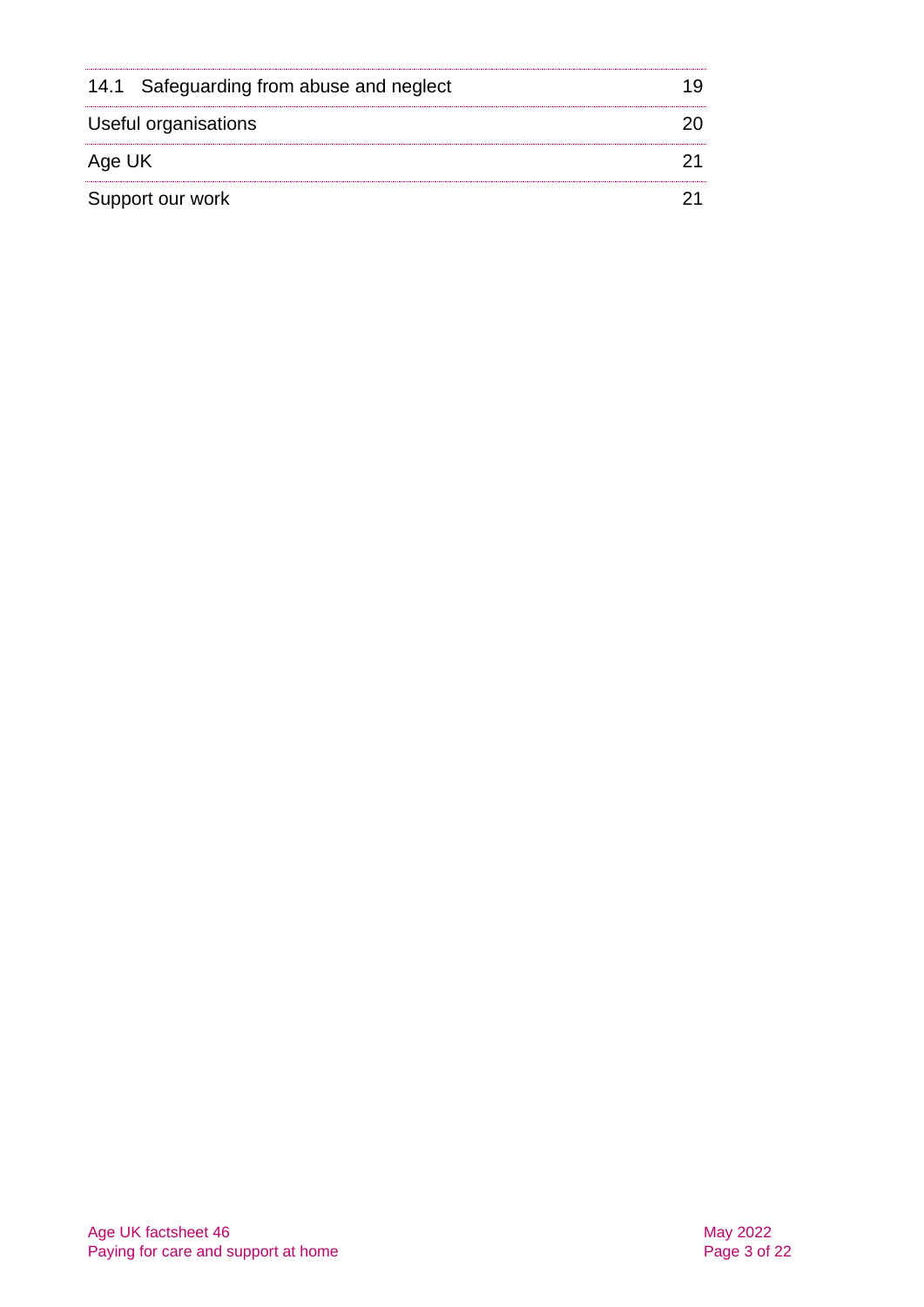| | |
|---|---|
| 14.1 Safeguarding from abuse and neglect | 19 |
| Useful organisations | 20 |
| Age UK | 21 |
| Support our work | 21 |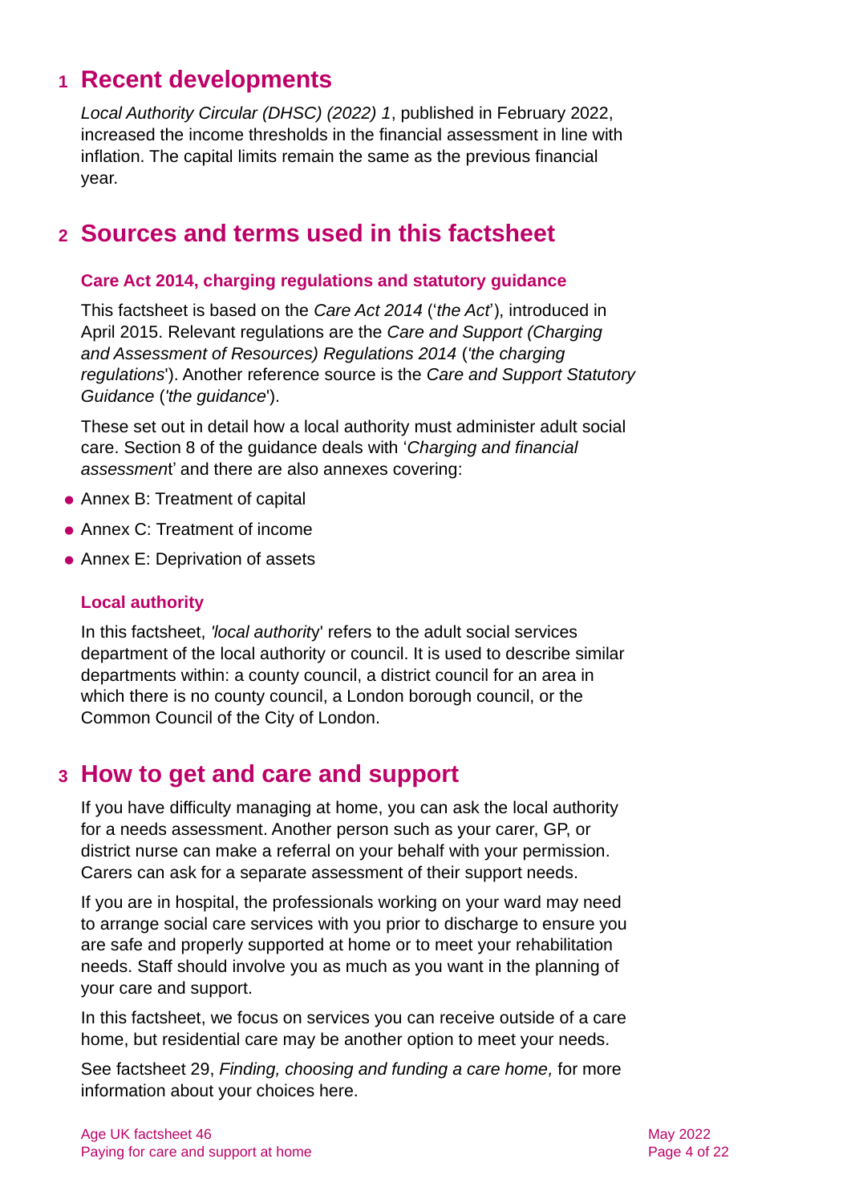## 1 Recent developments

*Local Authority Circular (DHSC) (2022) 1*, published in February 2022, increased the income thresholds in the financial assessment in line with inflation. The capital limits remain the same as the previous financial year.

## 2 Sources and terms used in this factsheet

### Care Act 2014, charging regulations and statutory guidance

This factsheet is based on the *Care Act 2014* ('*the Act*'), introduced in April 2015. Relevant regulations are the *Care and Support (Charging and Assessment of Resources) Regulations 2014* ('*the charging regulations*'). Another reference source is the *Care and Support Statutory Guidance* ('*the guidance*').

These set out in detail how a local authority must administer adult social care. Section 8 of the guidance deals with '*Charging and financial assessment*' and there are also annexes covering:

- Annex B: Treatment of capital
- Annex C: Treatment of income
- Annex E: Deprivation of assets

### Local authority

In this factsheet, *'local authority*' refers to the adult social services department of the local authority or council. It is used to describe similar departments within: a county council, a district council for an area in which there is no county council, a London borough council, or the Common Council of the City of London.

## 3 How to get and care and support

If you have difficulty managing at home, you can ask the local authority for a needs assessment. Another person such as your carer, GP, or district nurse can make a referral on your behalf with your permission. Carers can ask for a separate assessment of their support needs.

If you are in hospital, the professionals working on your ward may need to arrange social care services with you prior to discharge to ensure you are safe and properly supported at home or to meet your rehabilitation needs. Staff should involve you as much as you want in the planning of your care and support.

In this factsheet, we focus on services you can receive outside of a care home, but residential care may be another option to meet your needs.

See factsheet 29, *Finding, choosing and funding a care home,* for more information about your choices here.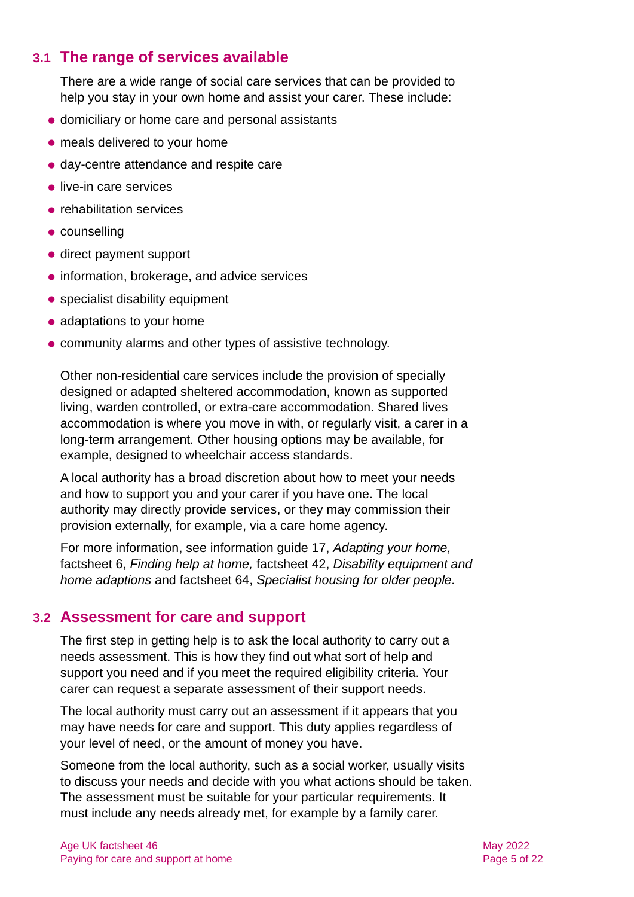## 3.1 The range of services available

There are a wide range of social care services that can be provided to help you stay in your own home and assist your carer. These include:

- domiciliary or home care and personal assistants
- meals delivered to your home
- day-centre attendance and respite care
- live-in care services
- rehabilitation services
- counselling
- direct payment support
- information, brokerage, and advice services
- specialist disability equipment
- adaptations to your home
- community alarms and other types of assistive technology.

Other non-residential care services include the provision of specially designed or adapted sheltered accommodation, known as supported living, warden controlled, or extra-care accommodation. Shared lives accommodation is where you move in with, or regularly visit, a carer in a long-term arrangement. Other housing options may be available, for example, designed to wheelchair access standards.

A local authority has a broad discretion about how to meet your needs and how to support you and your carer if you have one. The local authority may directly provide services, or they may commission their provision externally, for example, via a care home agency.

For more information, see information guide 17, *Adapting your home,* factsheet 6, *Finding help at home,* factsheet 42, *Disability equipment and home adaptions* and factsheet 64, *Specialist housing for older people.*

## 3.2 Assessment for care and support

The first step in getting help is to ask the local authority to carry out a needs assessment. This is how they find out what sort of help and support you need and if you meet the required eligibility criteria. Your carer can request a separate assessment of their support needs.

The local authority must carry out an assessment if it appears that you may have needs for care and support. This duty applies regardless of your level of need, or the amount of money you have.

Someone from the local authority, such as a social worker, usually visits to discuss your needs and decide with you what actions should be taken. The assessment must be suitable for your particular requirements. It must include any needs already met, for example by a family carer.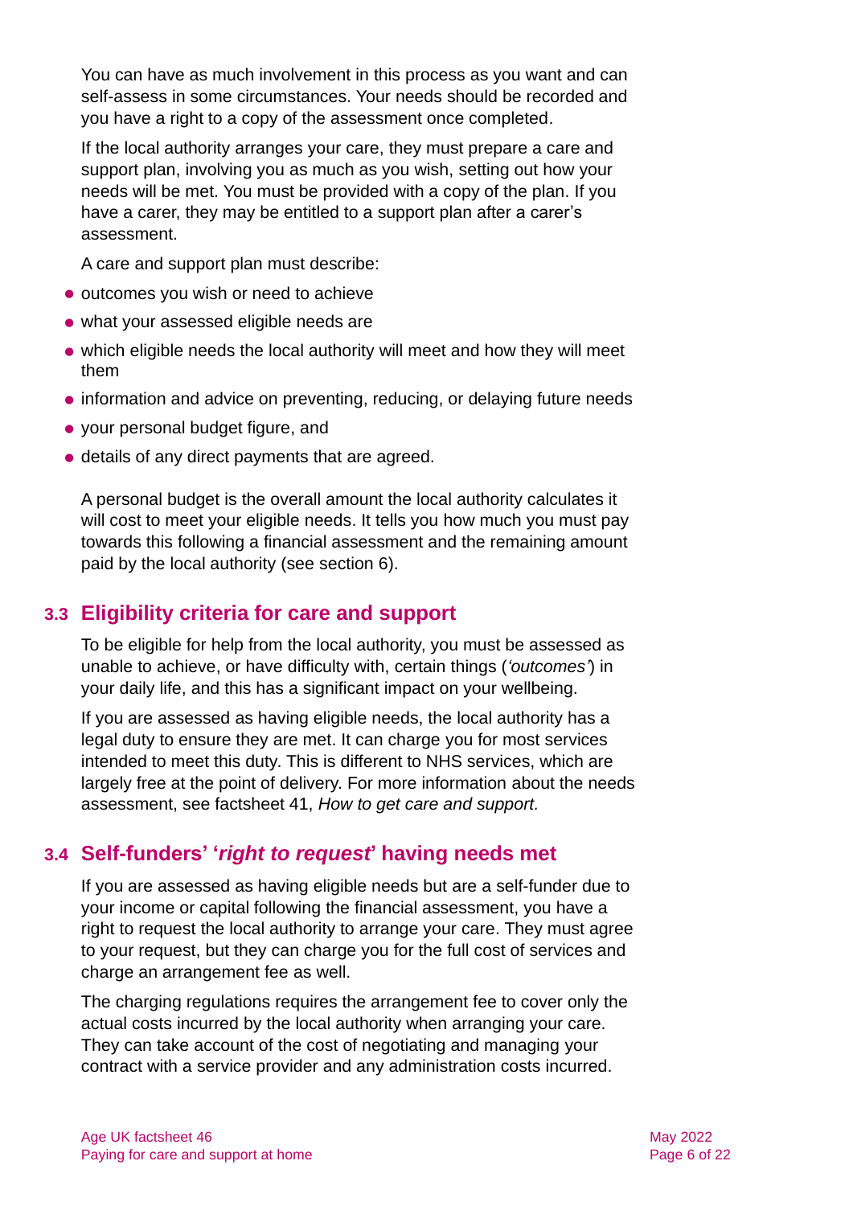You can have as much involvement in this process as you want and can self-assess in some circumstances. Your needs should be recorded and you have a right to a copy of the assessment once completed.

If the local authority arranges your care, they must prepare a care and support plan, involving you as much as you wish, setting out how your needs will be met. You must be provided with a copy of the plan. If you have a carer, they may be entitled to a support plan after a carer's assessment.

A care and support plan must describe:

- outcomes you wish or need to achieve
- what your assessed eligible needs are
- which eligible needs the local authority will meet and how they will meet them
- information and advice on preventing, reducing, or delaying future needs
- your personal budget figure, and
- details of any direct payments that are agreed.

A personal budget is the overall amount the local authority calculates it will cost to meet your eligible needs. It tells you how much you must pay towards this following a financial assessment and the remaining amount paid by the local authority (see section 6).

## 3.3 Eligibility criteria for care and support

To be eligible for help from the local authority, you must be assessed as unable to achieve, or have difficulty with, certain things (*'outcomes'*) in your daily life, and this has a significant impact on your wellbeing.

If you are assessed as having eligible needs, the local authority has a legal duty to ensure they are met. It can charge you for most services intended to meet this duty. This is different to NHS services, which are largely free at the point of delivery. For more information about the needs assessment, see factsheet 41, *How to get care and support.*

## 3.4 Self-funders' '*right to request*' having needs met

If you are assessed as having eligible needs but are a self-funder due to your income or capital following the financial assessment, you have a right to request the local authority to arrange your care. They must agree to your request, but they can charge you for the full cost of services and charge an arrangement fee as well.

The charging regulations requires the arrangement fee to cover only the actual costs incurred by the local authority when arranging your care. They can take account of the cost of negotiating and managing your contract with a service provider and any administration costs incurred.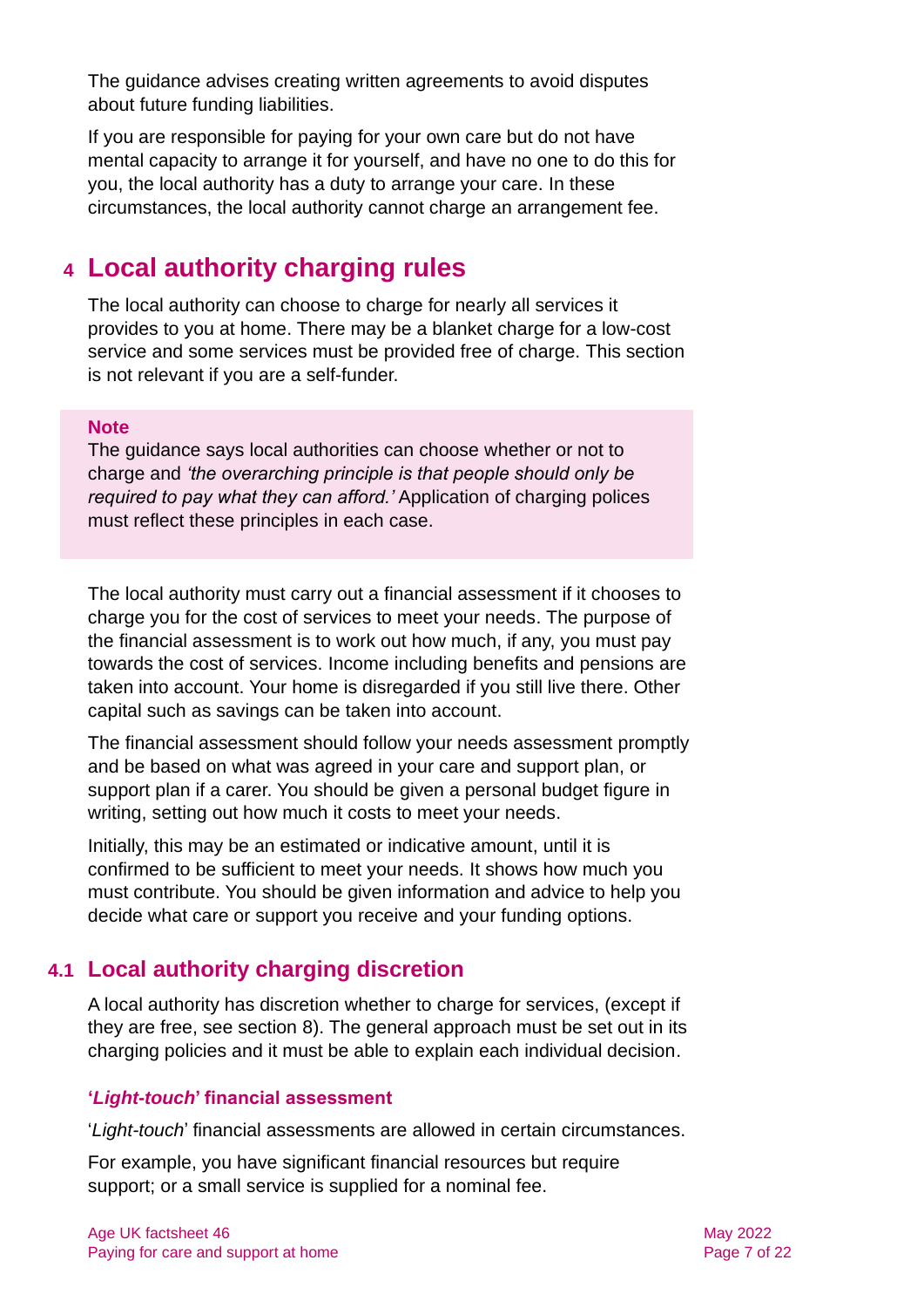The guidance advises creating written agreements to avoid disputes about future funding liabilities.

If you are responsible for paying for your own care but do not have mental capacity to arrange it for yourself, and have no one to do this for you, the local authority has a duty to arrange your care. In these circumstances, the local authority cannot charge an arrangement fee.

## 4 Local authority charging rules

The local authority can choose to charge for nearly all services it provides to you at home. There may be a blanket charge for a low-cost service and some services must be provided free of charge. This section is not relevant if you are a self-funder.

> **Note**
> The guidance says local authorities can choose whether or not to charge and *'the overarching principle is that people should only be required to pay what they can afford.'* Application of charging polices must reflect these principles in each case.

The local authority must carry out a financial assessment if it chooses to charge you for the cost of services to meet your needs. The purpose of the financial assessment is to work out how much, if any, you must pay towards the cost of services. Income including benefits and pensions are taken into account. Your home is disregarded if you still live there. Other capital such as savings can be taken into account.

The financial assessment should follow your needs assessment promptly and be based on what was agreed in your care and support plan, or support plan if a carer. You should be given a personal budget figure in writing, setting out how much it costs to meet your needs.

Initially, this may be an estimated or indicative amount, until it is confirmed to be sufficient to meet your needs. It shows how much you must contribute. You should be given information and advice to help you decide what care or support you receive and your funding options.

### 4.1 Local authority charging discretion

A local authority has discretion whether to charge for services, (except if they are free, see section 8). The general approach must be set out in its charging policies and it must be able to explain each individual decision.

#### '*Light-touch*' financial assessment

'*Light-touch*' financial assessments are allowed in certain circumstances.

For example, you have significant financial resources but require support; or a small service is supplied for a nominal fee.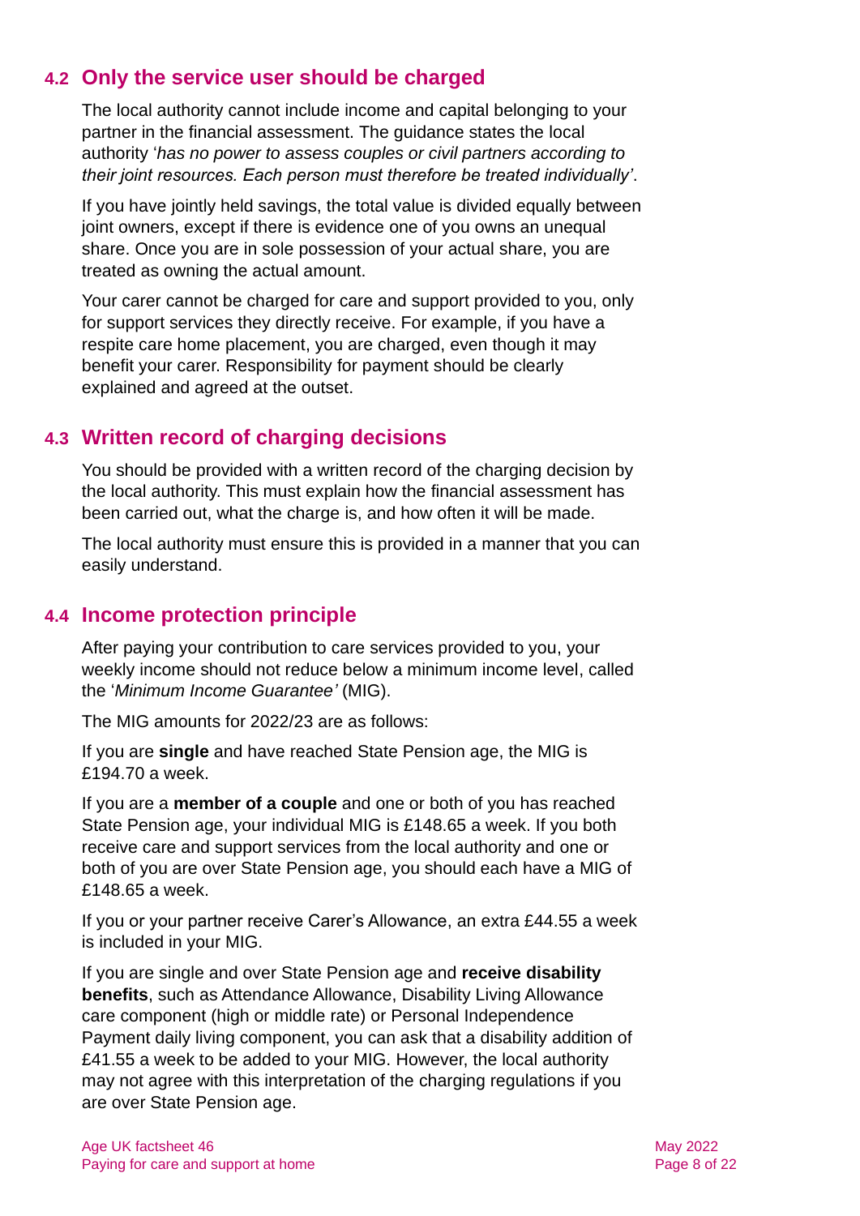## 4.2 Only the service user should be charged

The local authority cannot include income and capital belonging to your partner in the financial assessment. The guidance states the local authority '*has no power to assess couples or civil partners according to their joint resources. Each person must therefore be treated individually'*.

If you have jointly held savings, the total value is divided equally between joint owners, except if there is evidence one of you owns an unequal share. Once you are in sole possession of your actual share, you are treated as owning the actual amount.

Your carer cannot be charged for care and support provided to you, only for support services they directly receive. For example, if you have a respite care home placement, you are charged, even though it may benefit your carer. Responsibility for payment should be clearly explained and agreed at the outset.

## 4.3 Written record of charging decisions

You should be provided with a written record of the charging decision by the local authority. This must explain how the financial assessment has been carried out, what the charge is, and how often it will be made.

The local authority must ensure this is provided in a manner that you can easily understand.

## 4.4 Income protection principle

After paying your contribution to care services provided to you, your weekly income should not reduce below a minimum income level, called the '*Minimum Income Guarantee'* (MIG).

The MIG amounts for 2022/23 are as follows:

If you are **single** and have reached State Pension age, the MIG is £194.70 a week.

If you are a **member of a couple** and one or both of you has reached State Pension age, your individual MIG is £148.65 a week. If you both receive care and support services from the local authority and one or both of you are over State Pension age, you should each have a MIG of £148.65 a week.

If you or your partner receive Carer's Allowance, an extra £44.55 a week is included in your MIG.

If you are single and over State Pension age and **receive disability benefits**, such as Attendance Allowance, Disability Living Allowance care component (high or middle rate) or Personal Independence Payment daily living component, you can ask that a disability addition of £41.55 a week to be added to your MIG. However, the local authority may not agree with this interpretation of the charging regulations if you are over State Pension age.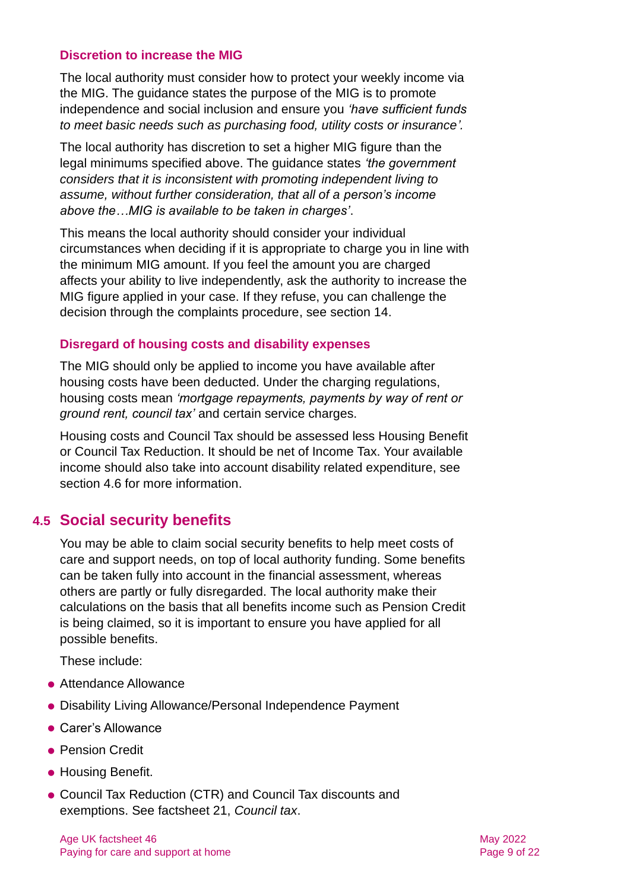### Discretion to increase the MIG

The local authority must consider how to protect your weekly income via the MIG. The guidance states the purpose of the MIG is to promote independence and social inclusion and ensure you *'have sufficient funds to meet basic needs such as purchasing food, utility costs or insurance'.*

The local authority has discretion to set a higher MIG figure than the legal minimums specified above. The guidance states *'the government considers that it is inconsistent with promoting independent living to assume, without further consideration, that all of a person's income above the…MIG is available to be taken in charges'*.

This means the local authority should consider your individual circumstances when deciding if it is appropriate to charge you in line with the minimum MIG amount. If you feel the amount you are charged affects your ability to live independently, ask the authority to increase the MIG figure applied in your case. If they refuse, you can challenge the decision through the complaints procedure, see section 14.

### Disregard of housing costs and disability expenses

The MIG should only be applied to income you have available after housing costs have been deducted. Under the charging regulations, housing costs mean *'mortgage repayments, payments by way of rent or ground rent, council tax'* and certain service charges.

Housing costs and Council Tax should be assessed less Housing Benefit or Council Tax Reduction. It should be net of Income Tax. Your available income should also take into account disability related expenditure, see section 4.6 for more information.

## 4.5 Social security benefits

You may be able to claim social security benefits to help meet costs of care and support needs, on top of local authority funding. Some benefits can be taken fully into account in the financial assessment, whereas others are partly or fully disregarded. The local authority make their calculations on the basis that all benefits income such as Pension Credit is being claimed, so it is important to ensure you have applied for all possible benefits.

These include:

- Attendance Allowance
- Disability Living Allowance/Personal Independence Payment
- Carer's Allowance
- Pension Credit
- Housing Benefit.
- Council Tax Reduction (CTR) and Council Tax discounts and exemptions. See factsheet 21, *Council tax*.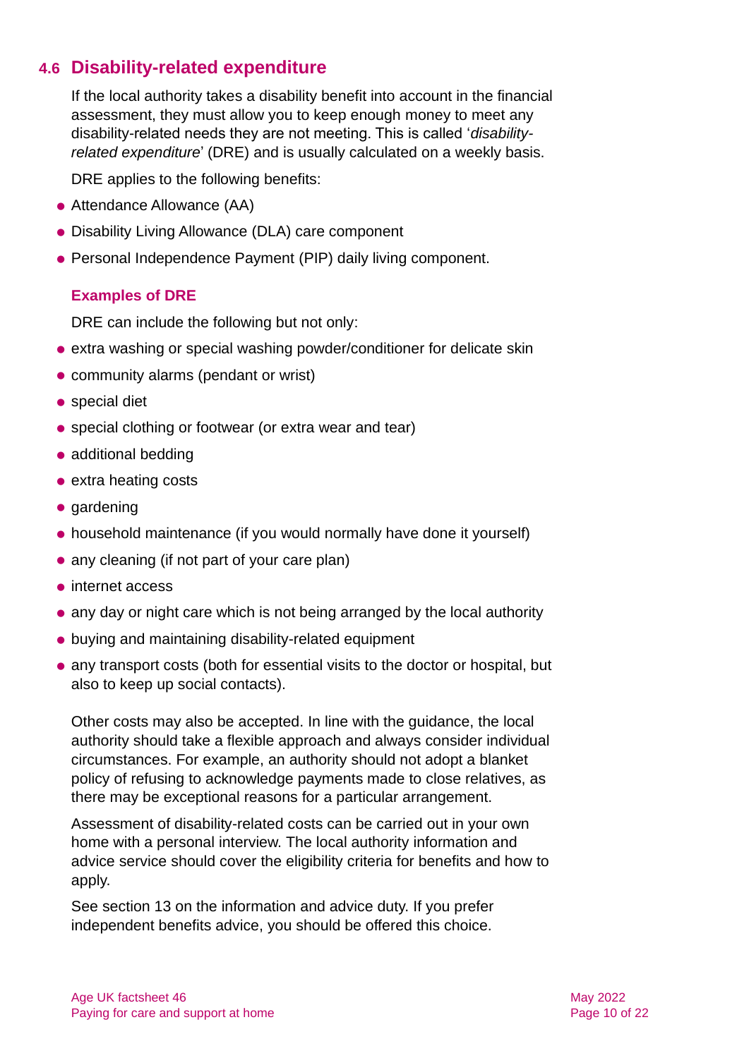## 4.6 Disability-related expenditure

If the local authority takes a disability benefit into account in the financial assessment, they must allow you to keep enough money to meet any disability-related needs they are not meeting. This is called '*disability-related expenditure*' (DRE) and is usually calculated on a weekly basis.

DRE applies to the following benefits:

- Attendance Allowance (AA)
- Disability Living Allowance (DLA) care component
- Personal Independence Payment (PIP) daily living component.

### Examples of DRE

DRE can include the following but not only:

- extra washing or special washing powder/conditioner for delicate skin
- community alarms (pendant or wrist)
- special diet
- special clothing or footwear (or extra wear and tear)
- additional bedding
- extra heating costs
- gardening
- household maintenance (if you would normally have done it yourself)
- any cleaning (if not part of your care plan)
- internet access
- any day or night care which is not being arranged by the local authority
- buying and maintaining disability-related equipment
- any transport costs (both for essential visits to the doctor or hospital, but also to keep up social contacts).

Other costs may also be accepted. In line with the guidance, the local authority should take a flexible approach and always consider individual circumstances. For example, an authority should not adopt a blanket policy of refusing to acknowledge payments made to close relatives, as there may be exceptional reasons for a particular arrangement.

Assessment of disability-related costs can be carried out in your own home with a personal interview. The local authority information and advice service should cover the eligibility criteria for benefits and how to apply.

See section 13 on the information and advice duty. If you prefer independent benefits advice, you should be offered this choice.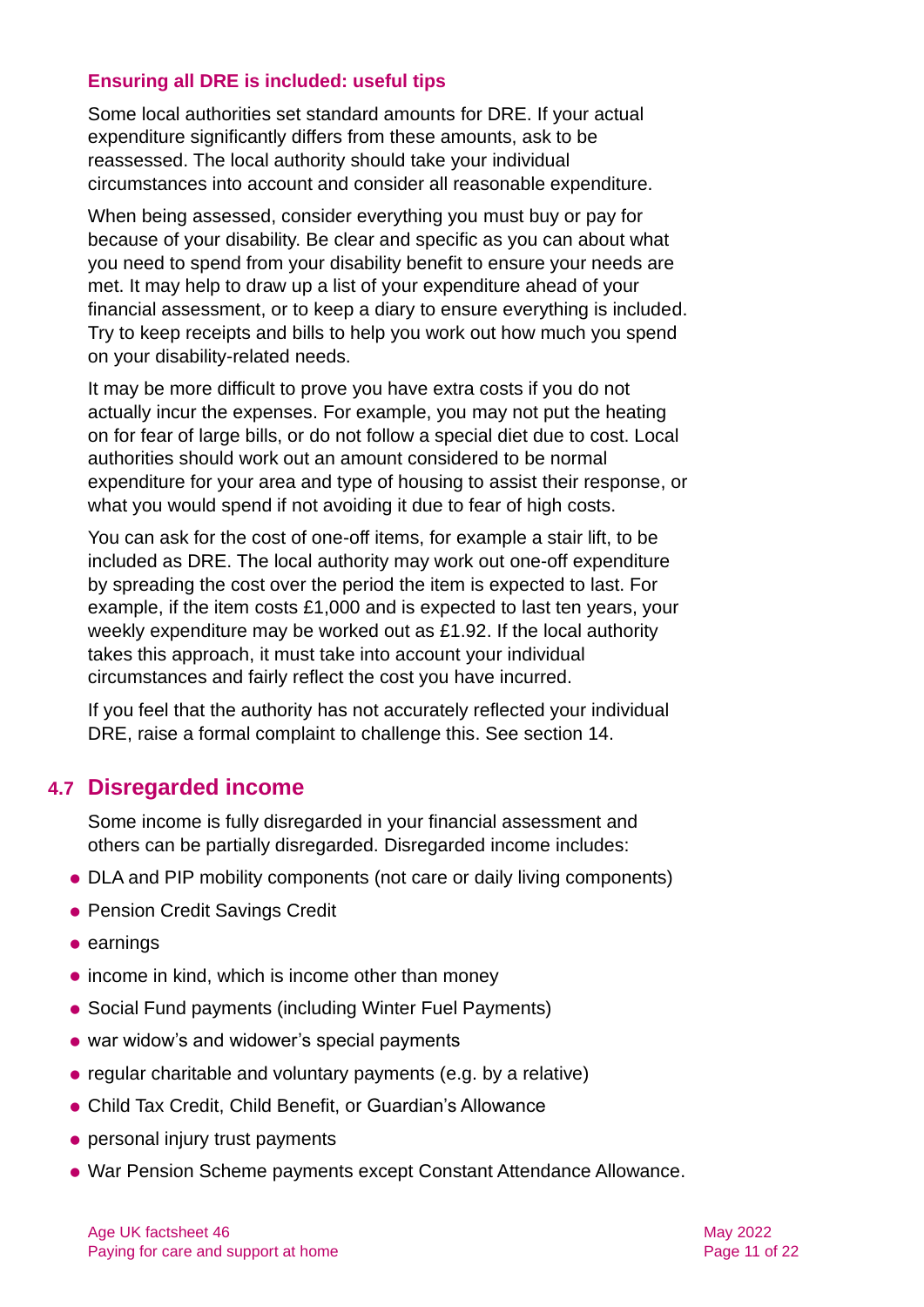### Ensuring all DRE is included: useful tips

Some local authorities set standard amounts for DRE. If your actual expenditure significantly differs from these amounts, ask to be reassessed. The local authority should take your individual circumstances into account and consider all reasonable expenditure.

When being assessed, consider everything you must buy or pay for because of your disability. Be clear and specific as you can about what you need to spend from your disability benefit to ensure your needs are met. It may help to draw up a list of your expenditure ahead of your financial assessment, or to keep a diary to ensure everything is included. Try to keep receipts and bills to help you work out how much you spend on your disability-related needs.

It may be more difficult to prove you have extra costs if you do not actually incur the expenses. For example, you may not put the heating on for fear of large bills, or do not follow a special diet due to cost. Local authorities should work out an amount considered to be normal expenditure for your area and type of housing to assist their response, or what you would spend if not avoiding it due to fear of high costs.

You can ask for the cost of one-off items, for example a stair lift, to be included as DRE. The local authority may work out one-off expenditure by spreading the cost over the period the item is expected to last. For example, if the item costs £1,000 and is expected to last ten years, your weekly expenditure may be worked out as £1.92. If the local authority takes this approach, it must take into account your individual circumstances and fairly reflect the cost you have incurred.

If you feel that the authority has not accurately reflected your individual DRE, raise a formal complaint to challenge this. See section 14.

## 4.7 Disregarded income

Some income is fully disregarded in your financial assessment and others can be partially disregarded. Disregarded income includes:

- DLA and PIP mobility components (not care or daily living components)
- Pension Credit Savings Credit
- earnings
- income in kind, which is income other than money
- Social Fund payments (including Winter Fuel Payments)
- war widow's and widower's special payments
- regular charitable and voluntary payments (e.g. by a relative)
- Child Tax Credit, Child Benefit, or Guardian's Allowance
- personal injury trust payments
- War Pension Scheme payments except Constant Attendance Allowance.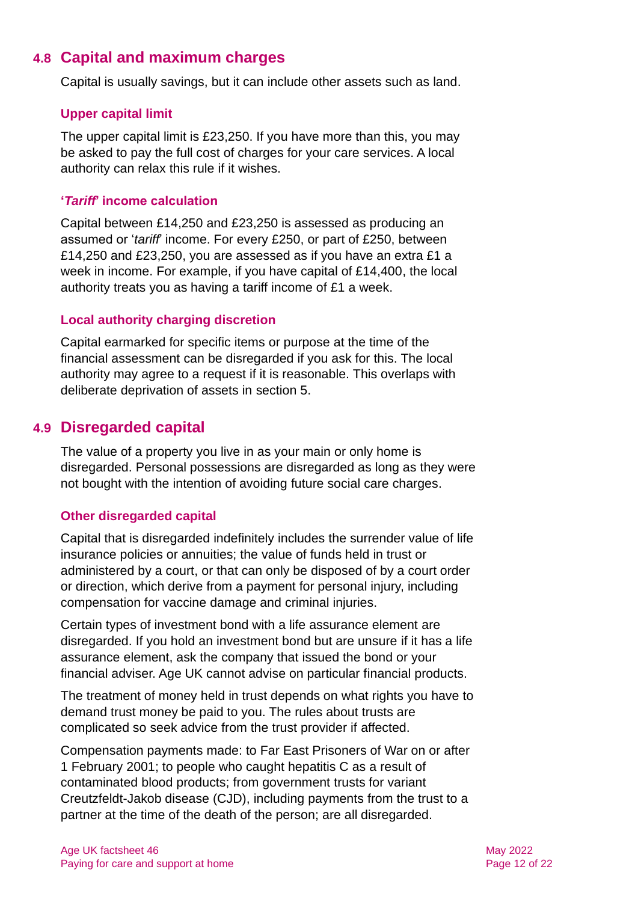## 4.8 Capital and maximum charges

Capital is usually savings, but it can include other assets such as land.

### Upper capital limit

The upper capital limit is £23,250. If you have more than this, you may be asked to pay the full cost of charges for your care services. A local authority can relax this rule if it wishes.

### '*Tariff*' income calculation

Capital between £14,250 and £23,250 is assessed as producing an assumed or '*tariff*' income. For every £250, or part of £250, between £14,250 and £23,250, you are assessed as if you have an extra £1 a week in income. For example, if you have capital of £14,400, the local authority treats you as having a tariff income of £1 a week.

### Local authority charging discretion

Capital earmarked for specific items or purpose at the time of the financial assessment can be disregarded if you ask for this. The local authority may agree to a request if it is reasonable. This overlaps with deliberate deprivation of assets in section 5.

## 4.9 Disregarded capital

The value of a property you live in as your main or only home is disregarded. Personal possessions are disregarded as long as they were not bought with the intention of avoiding future social care charges.

### Other disregarded capital

Capital that is disregarded indefinitely includes the surrender value of life insurance policies or annuities; the value of funds held in trust or administered by a court, or that can only be disposed of by a court order or direction, which derive from a payment for personal injury, including compensation for vaccine damage and criminal injuries.

Certain types of investment bond with a life assurance element are disregarded. If you hold an investment bond but are unsure if it has a life assurance element, ask the company that issued the bond or your financial adviser. Age UK cannot advise on particular financial products.

The treatment of money held in trust depends on what rights you have to demand trust money be paid to you. The rules about trusts are complicated so seek advice from the trust provider if affected.

Compensation payments made: to Far East Prisoners of War on or after 1 February 2001; to people who caught hepatitis C as a result of contaminated blood products; from government trusts for variant Creutzfeldt-Jakob disease (CJD), including payments from the trust to a partner at the time of the death of the person; are all disregarded.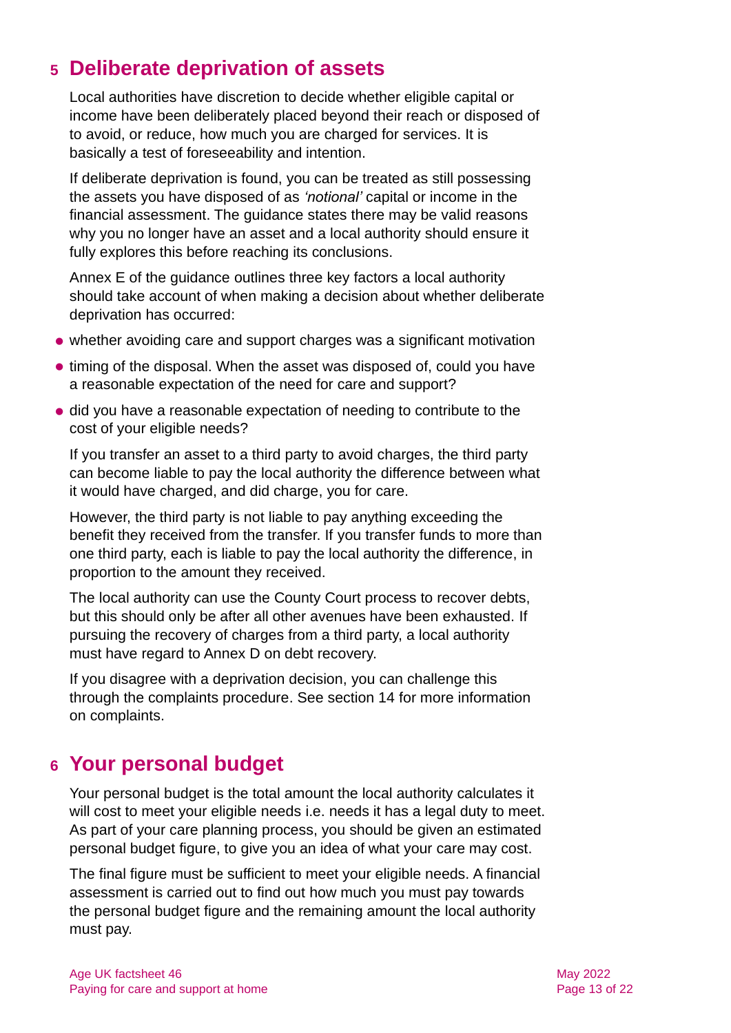## 5 Deliberate deprivation of assets

Local authorities have discretion to decide whether eligible capital or income have been deliberately placed beyond their reach or disposed of to avoid, or reduce, how much you are charged for services. It is basically a test of foreseeability and intention.

If deliberate deprivation is found, you can be treated as still possessing the assets you have disposed of as *'notional'* capital or income in the financial assessment. The guidance states there may be valid reasons why you no longer have an asset and a local authority should ensure it fully explores this before reaching its conclusions.

Annex E of the guidance outlines three key factors a local authority should take account of when making a decision about whether deliberate deprivation has occurred:

- whether avoiding care and support charges was a significant motivation
- timing of the disposal. When the asset was disposed of, could you have a reasonable expectation of the need for care and support?
- did you have a reasonable expectation of needing to contribute to the cost of your eligible needs?

If you transfer an asset to a third party to avoid charges, the third party can become liable to pay the local authority the difference between what it would have charged, and did charge, you for care.

However, the third party is not liable to pay anything exceeding the benefit they received from the transfer. If you transfer funds to more than one third party, each is liable to pay the local authority the difference, in proportion to the amount they received.

The local authority can use the County Court process to recover debts, but this should only be after all other avenues have been exhausted. If pursuing the recovery of charges from a third party, a local authority must have regard to Annex D on debt recovery.

If you disagree with a deprivation decision, you can challenge this through the complaints procedure. See section 14 for more information on complaints.

## 6 Your personal budget

Your personal budget is the total amount the local authority calculates it will cost to meet your eligible needs i.e. needs it has a legal duty to meet. As part of your care planning process, you should be given an estimated personal budget figure, to give you an idea of what your care may cost.

The final figure must be sufficient to meet your eligible needs. A financial assessment is carried out to find out how much you must pay towards the personal budget figure and the remaining amount the local authority must pay.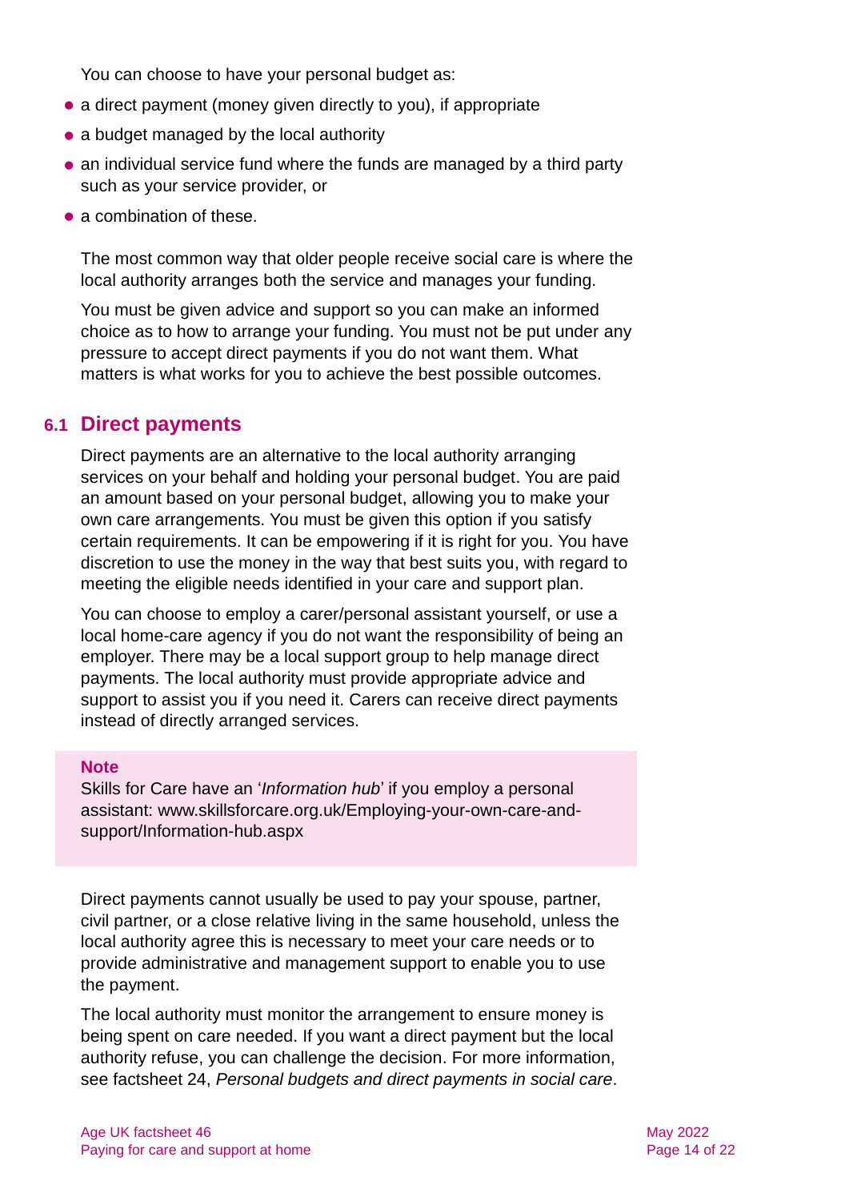You can choose to have your personal budget as:

- a direct payment (money given directly to you), if appropriate
- a budget managed by the local authority
- an individual service fund where the funds are managed by a third party such as your service provider, or
- a combination of these.

The most common way that older people receive social care is where the local authority arranges both the service and manages your funding.

You must be given advice and support so you can make an informed choice as to how to arrange your funding. You must not be put under any pressure to accept direct payments if you do not want them. What matters is what works for you to achieve the best possible outcomes.

## 6.1 Direct payments

Direct payments are an alternative to the local authority arranging services on your behalf and holding your personal budget. You are paid an amount based on your personal budget, allowing you to make your own care arrangements. You must be given this option if you satisfy certain requirements. It can be empowering if it is right for you. You have discretion to use the money in the way that best suits you, with regard to meeting the eligible needs identified in your care and support plan.

You can choose to employ a carer/personal assistant yourself, or use a local home-care agency if you do not want the responsibility of being an employer. There may be a local support group to help manage direct payments. The local authority must provide appropriate advice and support to assist you if you need it. Carers can receive direct payments instead of directly arranged services.

> **Note**
> Skills for Care have an '*Information hub*' if you employ a personal assistant: www.skillsforcare.org.uk/Employing-your-own-care-and-support/Information-hub.aspx

Direct payments cannot usually be used to pay your spouse, partner, civil partner, or a close relative living in the same household, unless the local authority agree this is necessary to meet your care needs or to provide administrative and management support to enable you to use the payment.

The local authority must monitor the arrangement to ensure money is being spent on care needed. If you want a direct payment but the local authority refuse, you can challenge the decision. For more information, see factsheet 24, *Personal budgets and direct payments in social care*.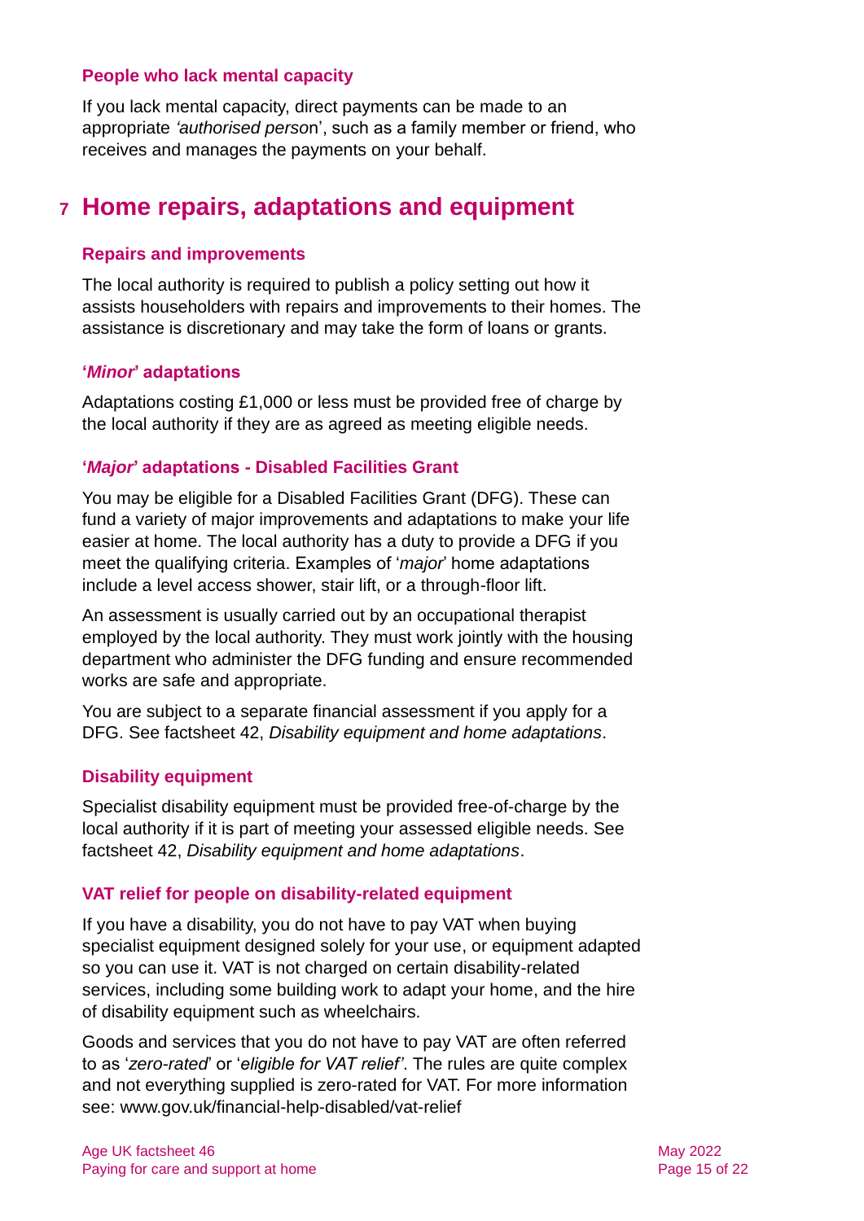### People who lack mental capacity

If you lack mental capacity, direct payments can be made to an appropriate *'authorised person*', such as a family member or friend, who receives and manages the payments on your behalf.

## 7 Home repairs, adaptations and equipment

### Repairs and improvements

The local authority is required to publish a policy setting out how it assists householders with repairs and improvements to their homes. The assistance is discretionary and may take the form of loans or grants.

### '*Minor*' adaptations

Adaptations costing £1,000 or less must be provided free of charge by the local authority if they are as agreed as meeting eligible needs.

### '*Major*' adaptations - Disabled Facilities Grant

You may be eligible for a Disabled Facilities Grant (DFG). These can fund a variety of major improvements and adaptations to make your life easier at home. The local authority has a duty to provide a DFG if you meet the qualifying criteria. Examples of '*major*' home adaptations include a level access shower, stair lift, or a through-floor lift.

An assessment is usually carried out by an occupational therapist employed by the local authority. They must work jointly with the housing department who administer the DFG funding and ensure recommended works are safe and appropriate.

You are subject to a separate financial assessment if you apply for a DFG. See factsheet 42, *Disability equipment and home adaptations*.

### Disability equipment

Specialist disability equipment must be provided free-of-charge by the local authority if it is part of meeting your assessed eligible needs. See factsheet 42, *Disability equipment and home adaptations*.

### VAT relief for people on disability-related equipment

If you have a disability, you do not have to pay VAT when buying specialist equipment designed solely for your use, or equipment adapted so you can use it. VAT is not charged on certain disability-related services, including some building work to adapt your home, and the hire of disability equipment such as wheelchairs.

Goods and services that you do not have to pay VAT are often referred to as '*zero-rated*' or '*eligible for VAT relief'*. The rules are quite complex and not everything supplied is zero-rated for VAT. For more information see: www.gov.uk/financial-help-disabled/vat-relief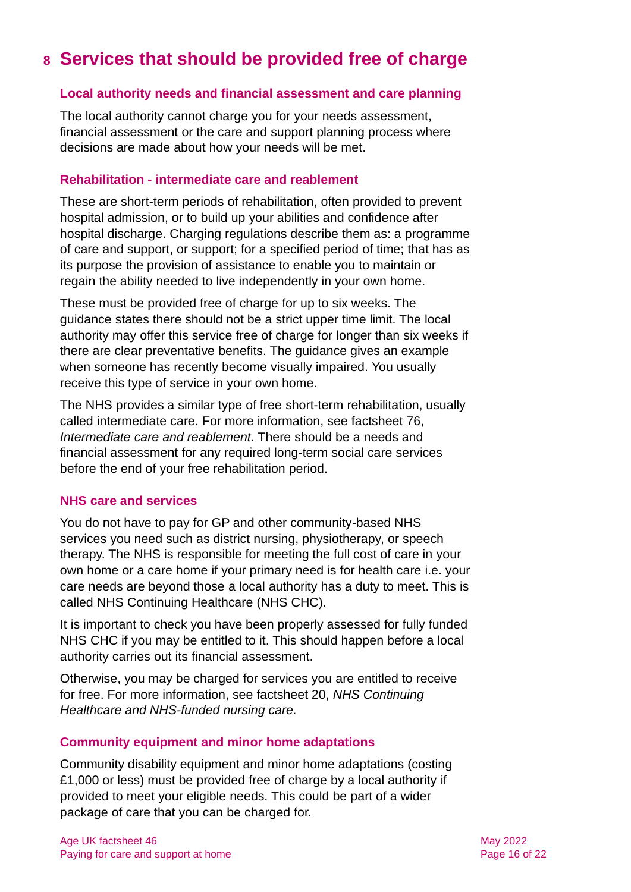# 8 Services that should be provided free of charge

### Local authority needs and financial assessment and care planning

The local authority cannot charge you for your needs assessment, financial assessment or the care and support planning process where decisions are made about how your needs will be met.

### Rehabilitation - intermediate care and reablement

These are short-term periods of rehabilitation, often provided to prevent hospital admission, or to build up your abilities and confidence after hospital discharge. Charging regulations describe them as: a programme of care and support, or support; for a specified period of time; that has as its purpose the provision of assistance to enable you to maintain or regain the ability needed to live independently in your own home.

These must be provided free of charge for up to six weeks. The guidance states there should not be a strict upper time limit. The local authority may offer this service free of charge for longer than six weeks if there are clear preventative benefits. The guidance gives an example when someone has recently become visually impaired. You usually receive this type of service in your own home.

The NHS provides a similar type of free short-term rehabilitation, usually called intermediate care. For more information, see factsheet 76, *Intermediate care and reablement*. There should be a needs and financial assessment for any required long-term social care services before the end of your free rehabilitation period.

### NHS care and services

You do not have to pay for GP and other community-based NHS services you need such as district nursing, physiotherapy, or speech therapy. The NHS is responsible for meeting the full cost of care in your own home or a care home if your primary need is for health care i.e. your care needs are beyond those a local authority has a duty to meet. This is called NHS Continuing Healthcare (NHS CHC).

It is important to check you have been properly assessed for fully funded NHS CHC if you may be entitled to it. This should happen before a local authority carries out its financial assessment.

Otherwise, you may be charged for services you are entitled to receive for free. For more information, see factsheet 20, *NHS Continuing Healthcare and NHS-funded nursing care.*

### Community equipment and minor home adaptations

Community disability equipment and minor home adaptations (costing £1,000 or less) must be provided free of charge by a local authority if provided to meet your eligible needs. This could be part of a wider package of care that you can be charged for.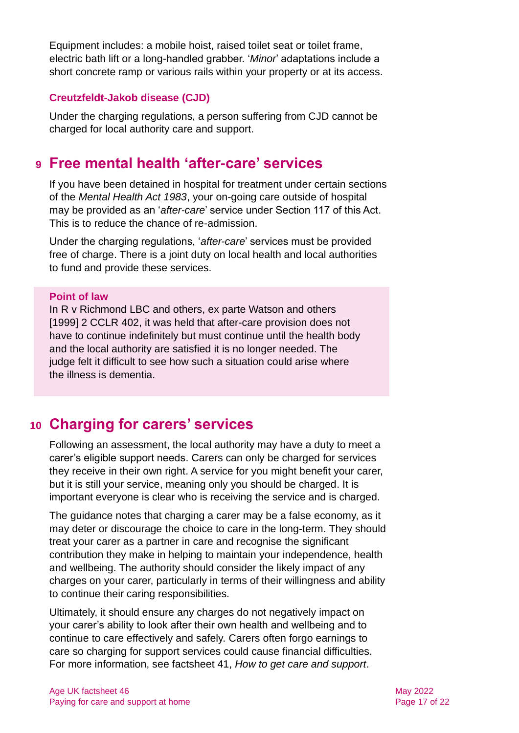Equipment includes: a mobile hoist, raised toilet seat or toilet frame, electric bath lift or a long-handled grabber. '*Minor*' adaptations include a short concrete ramp or various rails within your property or at its access.

### Creutzfeldt-Jakob disease (CJD)

Under the charging regulations, a person suffering from CJD cannot be charged for local authority care and support.

## 9 Free mental health 'after-care' services

If you have been detained in hospital for treatment under certain sections of the *Mental Health Act 1983*, your on-going care outside of hospital may be provided as an '*after-care*' service under Section 117 of this Act. This is to reduce the chance of re-admission.

Under the charging regulations, '*after-care*' services must be provided free of charge. There is a joint duty on local health and local authorities to fund and provide these services.

**Point of law**

In R v Richmond LBC and others, ex parte Watson and others [1999] 2 CCLR 402, it was held that after-care provision does not have to continue indefinitely but must continue until the health body and the local authority are satisfied it is no longer needed. The judge felt it difficult to see how such a situation could arise where the illness is dementia.

## 10 Charging for carers' services

Following an assessment, the local authority may have a duty to meet a carer's eligible support needs. Carers can only be charged for services they receive in their own right. A service for you might benefit your carer, but it is still your service, meaning only you should be charged. It is important everyone is clear who is receiving the service and is charged.

The guidance notes that charging a carer may be a false economy, as it may deter or discourage the choice to care in the long-term. They should treat your carer as a partner in care and recognise the significant contribution they make in helping to maintain your independence, health and wellbeing. The authority should consider the likely impact of any charges on your carer, particularly in terms of their willingness and ability to continue their caring responsibilities.

Ultimately, it should ensure any charges do not negatively impact on your carer's ability to look after their own health and wellbeing and to continue to care effectively and safely. Carers often forgo earnings to care so charging for support services could cause financial difficulties. For more information, see factsheet 41, *How to get care and support*.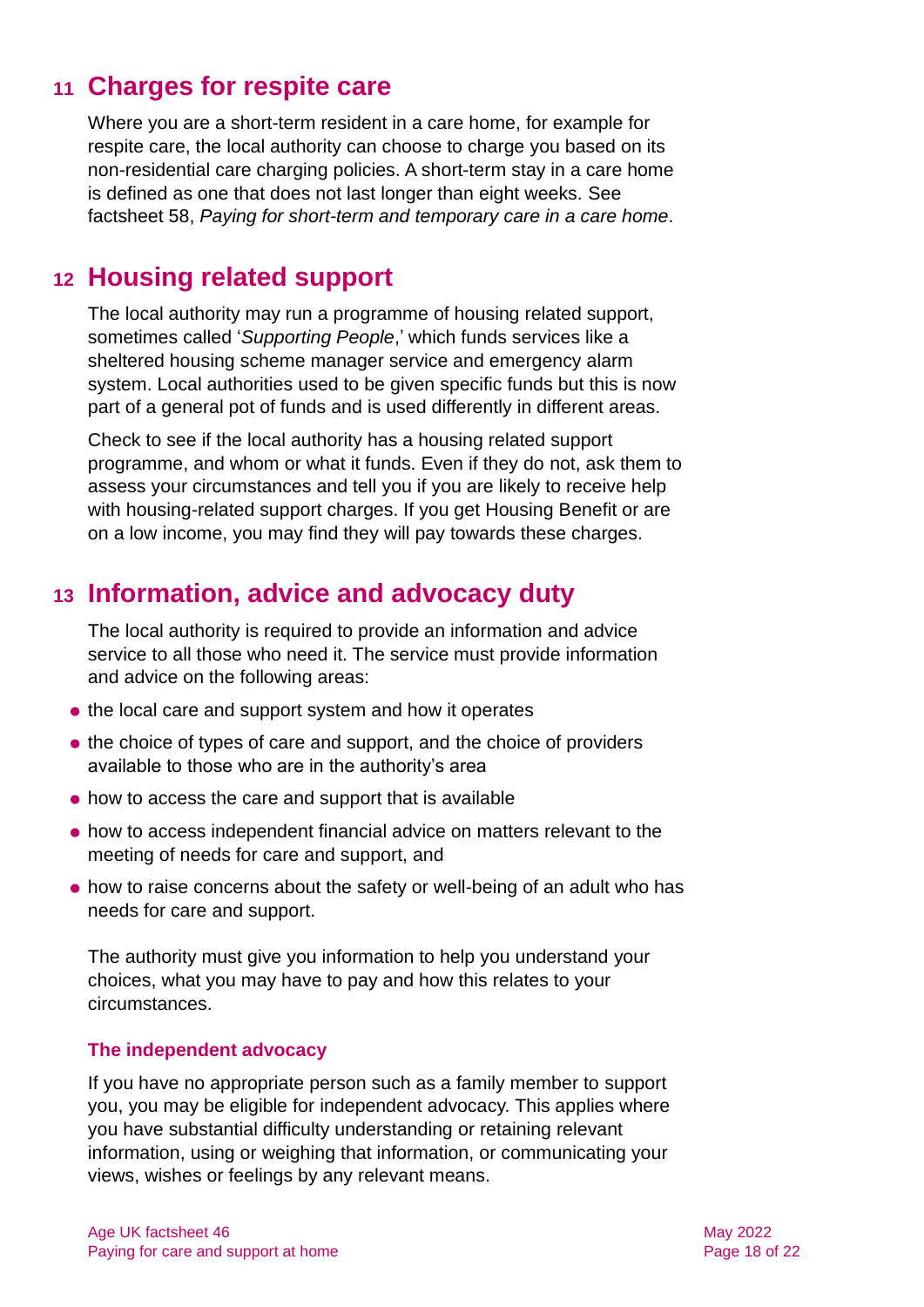## 11 Charges for respite care

Where you are a short-term resident in a care home, for example for respite care, the local authority can choose to charge you based on its non-residential care charging policies. A short-term stay in a care home is defined as one that does not last longer than eight weeks. See factsheet 58, *Paying for short-term and temporary care in a care home*.

## 12 Housing related support

The local authority may run a programme of housing related support, sometimes called '*Supporting People*,' which funds services like a sheltered housing scheme manager service and emergency alarm system. Local authorities used to be given specific funds but this is now part of a general pot of funds and is used differently in different areas.

Check to see if the local authority has a housing related support programme, and whom or what it funds. Even if they do not, ask them to assess your circumstances and tell you if you are likely to receive help with housing-related support charges. If you get Housing Benefit or are on a low income, you may find they will pay towards these charges.

## 13 Information, advice and advocacy duty

The local authority is required to provide an information and advice service to all those who need it. The service must provide information and advice on the following areas:

- the local care and support system and how it operates
- the choice of types of care and support, and the choice of providers available to those who are in the authority's area
- how to access the care and support that is available
- how to access independent financial advice on matters relevant to the meeting of needs for care and support, and
- how to raise concerns about the safety or well-being of an adult who has needs for care and support.

The authority must give you information to help you understand your choices, what you may have to pay and how this relates to your circumstances.

### The independent advocacy

If you have no appropriate person such as a family member to support you, you may be eligible for independent advocacy. This applies where you have substantial difficulty understanding or retaining relevant information, using or weighing that information, or communicating your views, wishes or feelings by any relevant means.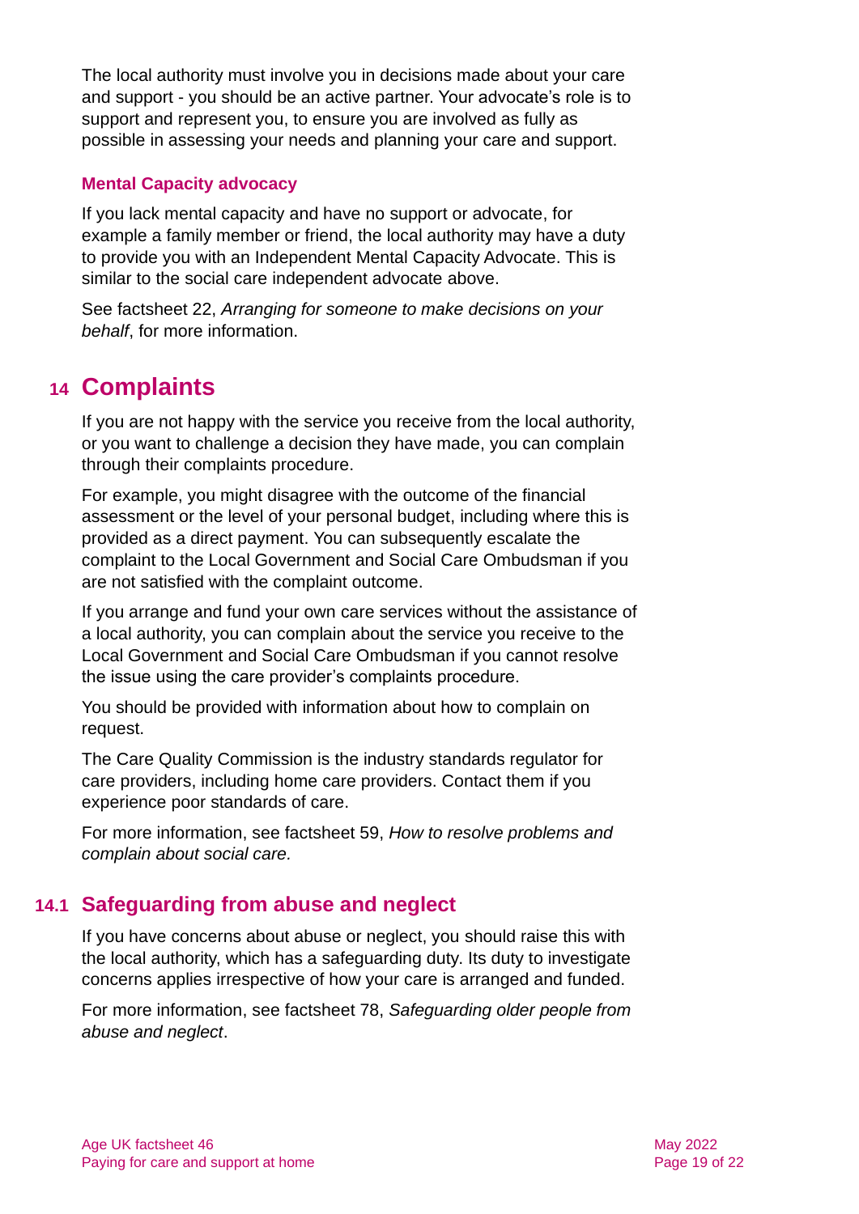The local authority must involve you in decisions made about your care and support - you should be an active partner. Your advocate's role is to support and represent you, to ensure you are involved as fully as possible in assessing your needs and planning your care and support.

### Mental Capacity advocacy

If you lack mental capacity and have no support or advocate, for example a family member or friend, the local authority may have a duty to provide you with an Independent Mental Capacity Advocate. This is similar to the social care independent advocate above.

See factsheet 22, *Arranging for someone to make decisions on your behalf*, for more information.

# 14 Complaints

If you are not happy with the service you receive from the local authority, or you want to challenge a decision they have made, you can complain through their complaints procedure.

For example, you might disagree with the outcome of the financial assessment or the level of your personal budget, including where this is provided as a direct payment. You can subsequently escalate the complaint to the Local Government and Social Care Ombudsman if you are not satisfied with the complaint outcome.

If you arrange and fund your own care services without the assistance of a local authority, you can complain about the service you receive to the Local Government and Social Care Ombudsman if you cannot resolve the issue using the care provider's complaints procedure.

You should be provided with information about how to complain on request.

The Care Quality Commission is the industry standards regulator for care providers, including home care providers. Contact them if you experience poor standards of care.

For more information, see factsheet 59, *How to resolve problems and complain about social care.*

## 14.1 Safeguarding from abuse and neglect

If you have concerns about abuse or neglect, you should raise this with the local authority, which has a safeguarding duty. Its duty to investigate concerns applies irrespective of how your care is arranged and funded.

For more information, see factsheet 78, *Safeguarding older people from abuse and neglect*.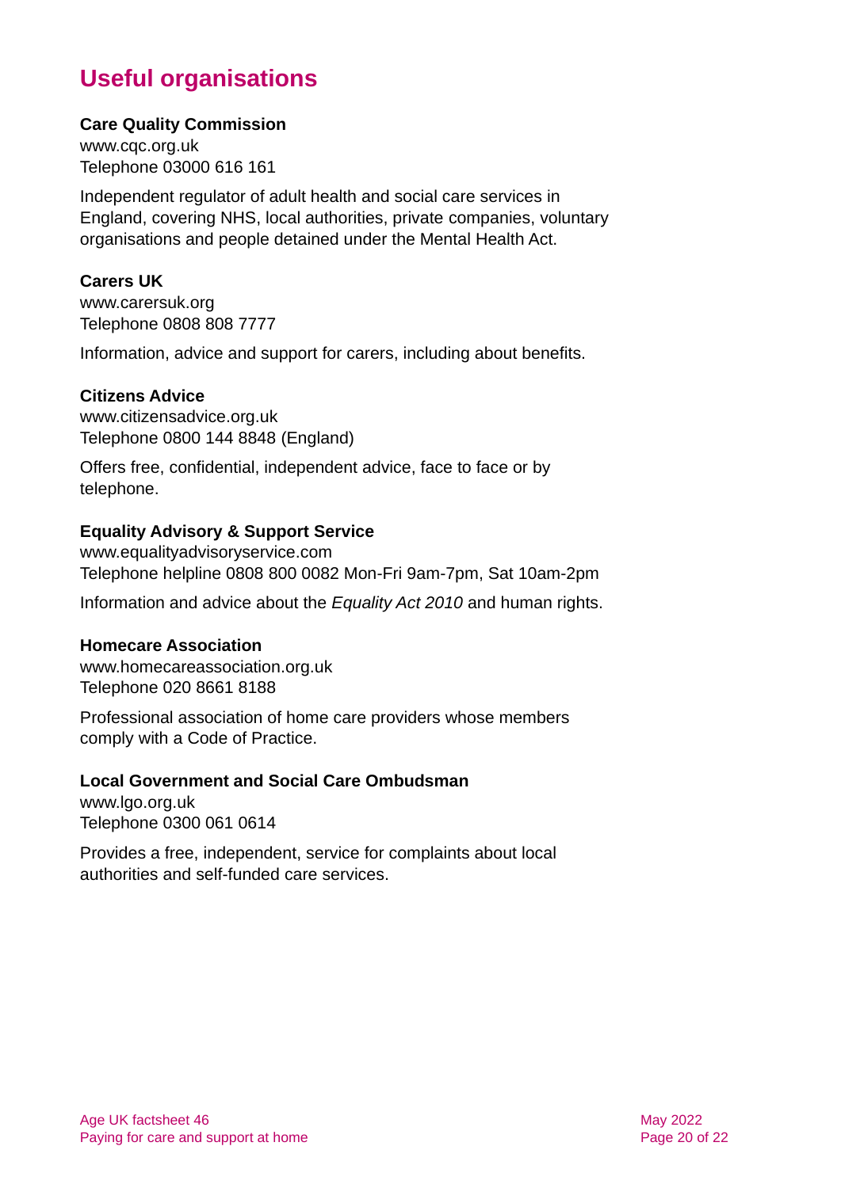## Useful organisations

**Care Quality Commission**
www.cqc.org.uk
Telephone 03000 616 161

Independent regulator of adult health and social care services in England, covering NHS, local authorities, private companies, voluntary organisations and people detained under the Mental Health Act.

**Carers UK**
www.carersuk.org
Telephone 0808 808 7777

Information, advice and support for carers, including about benefits.

**Citizens Advice**
www.citizensadvice.org.uk
Telephone 0800 144 8848 (England)

Offers free, confidential, independent advice, face to face or by telephone.

**Equality Advisory & Support Service**
www.equalityadvisoryservice.com
Telephone helpline 0808 800 0082 Mon-Fri 9am-7pm, Sat 10am-2pm

Information and advice about the *Equality Act 2010* and human rights.

**Homecare Association**
www.homecareassociation.org.uk
Telephone 020 8661 8188

Professional association of home care providers whose members comply with a Code of Practice.

**Local Government and Social Care Ombudsman**
www.lgo.org.uk
Telephone 0300 061 0614

Provides a free, independent, service for complaints about local authorities and self-funded care services.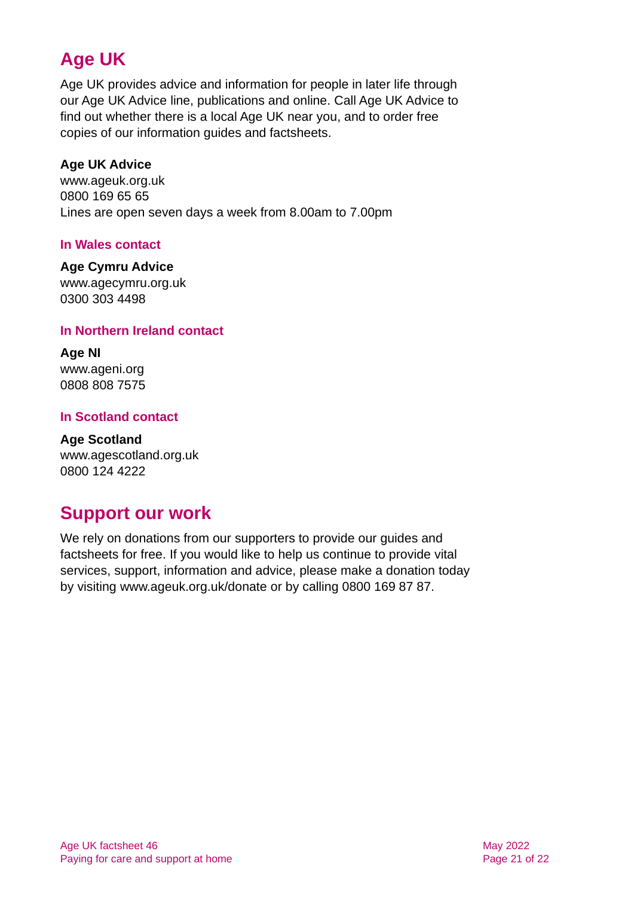## Age UK

Age UK provides advice and information for people in later life through our Age UK Advice line, publications and online. Call Age UK Advice to find out whether there is a local Age UK near you, and to order free copies of our information guides and factsheets.

**Age UK Advice**
www.ageuk.org.uk
0800 169 65 65
Lines are open seven days a week from 8.00am to 7.00pm

#### In Wales contact

**Age Cymru Advice**
www.agecymru.org.uk
0300 303 4498

#### In Northern Ireland contact

**Age NI**
www.ageni.org
0808 808 7575

#### In Scotland contact

**Age Scotland**
www.agescotland.org.uk
0800 124 4222

## Support our work

We rely on donations from our supporters to provide our guides and factsheets for free. If you would like to help us continue to provide vital services, support, information and advice, please make a donation today by visiting www.ageuk.org.uk/donate or by calling 0800 169 87 87.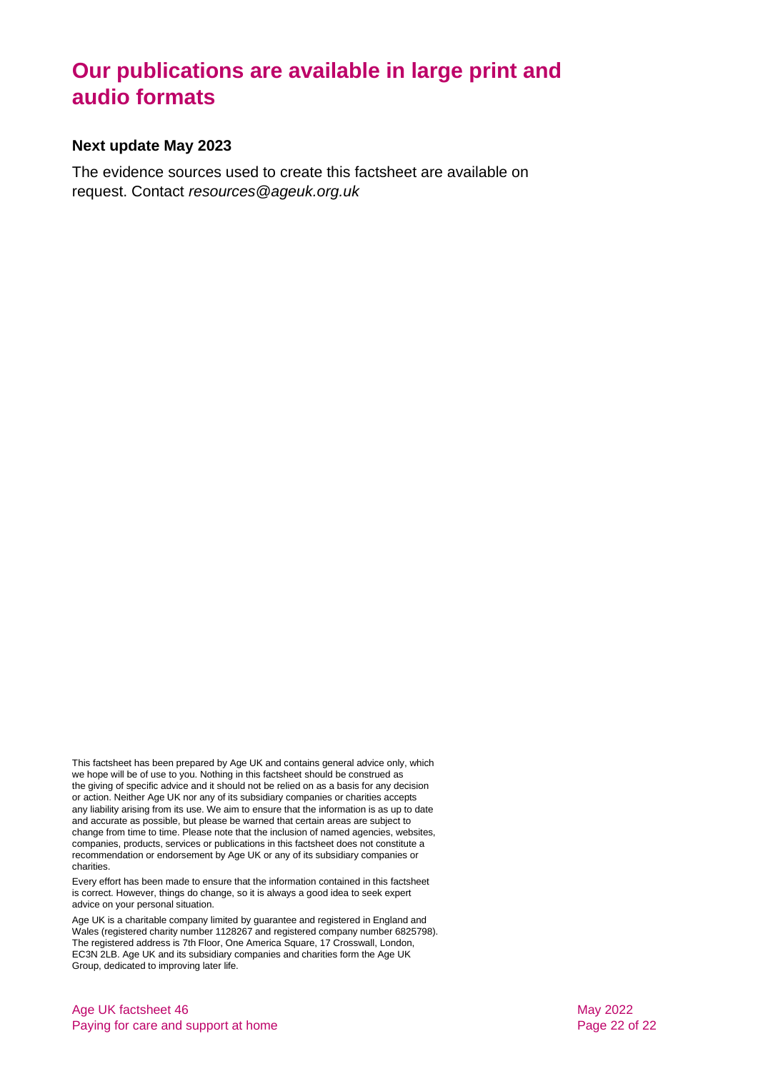# Our publications are available in large print and audio formats

**Next update May 2023**

The evidence sources used to create this factsheet are available on request. Contact *resources@ageuk.org.uk*

This factsheet has been prepared by Age UK and contains general advice only, which we hope will be of use to you. Nothing in this factsheet should be construed as the giving of specific advice and it should not be relied on as a basis for any decision or action. Neither Age UK nor any of its subsidiary companies or charities accepts any liability arising from its use. We aim to ensure that the information is as up to date and accurate as possible, but please be warned that certain areas are subject to change from time to time. Please note that the inclusion of named agencies, websites, companies, products, services or publications in this factsheet does not constitute a recommendation or endorsement by Age UK or any of its subsidiary companies or charities.

Every effort has been made to ensure that the information contained in this factsheet is correct. However, things do change, so it is always a good idea to seek expert advice on your personal situation.

Age UK is a charitable company limited by guarantee and registered in England and Wales (registered charity number 1128267 and registered company number 6825798). The registered address is 7th Floor, One America Square, 17 Crosswall, London, EC3N 2LB. Age UK and its subsidiary companies and charities form the Age UK Group, dedicated to improving later life.